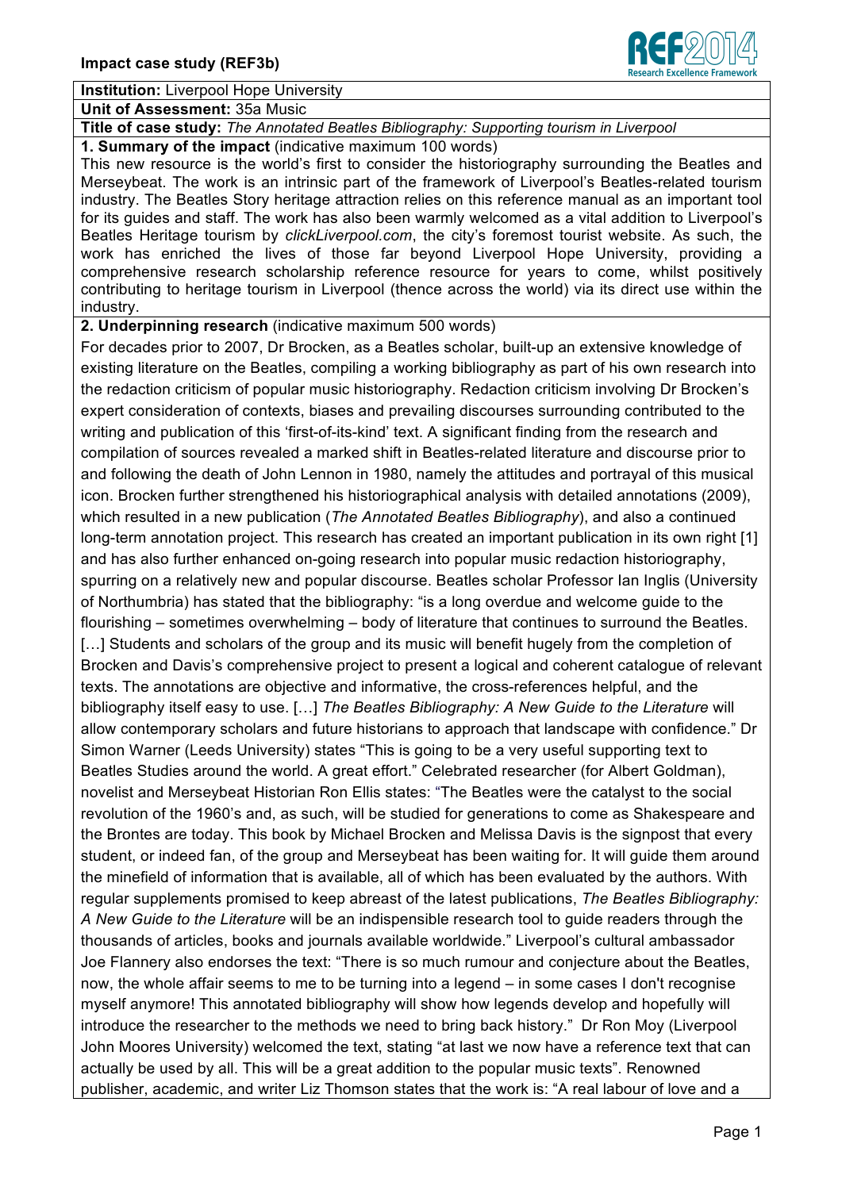**Impact case study (REF3b)**

**Institution:** Liverpool Hope University

**Unit of Assessment:** 35a Music

**Title of case study:** *The Annotated Beatles Bibliography: Supporting tourism in Liverpool*

**1. Summary of the impact** (indicative maximum 100 words)

This new resource is the world's first to consider the historiography surrounding the Beatles and Merseybeat. The work is an intrinsic part of the framework of Liverpool's Beatles-related tourism industry. The Beatles Story heritage attraction relies on this reference manual as an important tool for its guides and staff. The work has also been warmly welcomed as a vital addition to Liverpool's Beatles Heritage tourism by *clickLiverpool.com*, the city's foremost tourist website. As such, the work has enriched the lives of those far beyond Liverpool Hope University, providing a comprehensive research scholarship reference resource for years to come, whilst positively contributing to heritage tourism in Liverpool (thence across the world) via its direct use within the industry.

**2. Underpinning research** (indicative maximum 500 words)

For decades prior to 2007, Dr Brocken, as a Beatles scholar, built-up an extensive knowledge of existing literature on the Beatles, compiling a working bibliography as part of his own research into the redaction criticism of popular music historiography. Redaction criticism involving Dr Brocken's expert consideration of contexts, biases and prevailing discourses surrounding contributed to the writing and publication of this 'first-of-its-kind' text. A significant finding from the research and compilation of sources revealed a marked shift in Beatles-related literature and discourse prior to and following the death of John Lennon in 1980, namely the attitudes and portrayal of this musical icon. Brocken further strengthened his historiographical analysis with detailed annotations (2009), which resulted in a new publication (*The Annotated Beatles Bibliography*), and also a continued long-term annotation project. This research has created an important publication in its own right [1] and has also further enhanced on-going research into popular music redaction historiography, spurring on a relatively new and popular discourse. Beatles scholar Professor Ian Inglis (University of Northumbria) has stated that the bibliography: "is a long overdue and welcome guide to the flourishing – sometimes overwhelming – body of literature that continues to surround the Beatles. […] Students and scholars of the group and its music will benefit hugely from the completion of Brocken and Davis's comprehensive project to present a logical and coherent catalogue of relevant texts. The annotations are objective and informative, the cross-references helpful, and the bibliography itself easy to use. […] *The Beatles Bibliography: A New Guide to the Literature* will allow contemporary scholars and future historians to approach that landscape with confidence." Dr Simon Warner (Leeds University) states "This is going to be a very useful supporting text to Beatles Studies around the world. A great effort." Celebrated researcher (for Albert Goldman), novelist and Merseybeat Historian Ron Ellis states: "The Beatles were the catalyst to the social revolution of the 1960's and, as such, will be studied for generations to come as Shakespeare and the Brontes are today. This book by Michael Brocken and Melissa Davis is the signpost that every student, or indeed fan, of the group and Merseybeat has been waiting for. It will guide them around the minefield of information that is available, all of which has been evaluated by the authors. With regular supplements promised to keep abreast of the latest publications, *The Beatles Bibliography: A New Guide to the Literature* will be an indispensible research tool to guide readers through the thousands of articles, books and journals available worldwide." Liverpool's cultural ambassador Joe Flannery also endorses the text: "There is so much rumour and conjecture about the Beatles, now, the whole affair seems to me to be turning into a legend – in some cases I don't recognise myself anymore! This annotated bibliography will show how legends develop and hopefully will introduce the researcher to the methods we need to bring back history." Dr Ron Moy (Liverpool John Moores University) welcomed the text, stating "at last we now have a reference text that can actually be used by all. This will be a great addition to the popular music texts". Renowned publisher, academic, and writer Liz Thomson states that the work is: "A real labour of love and a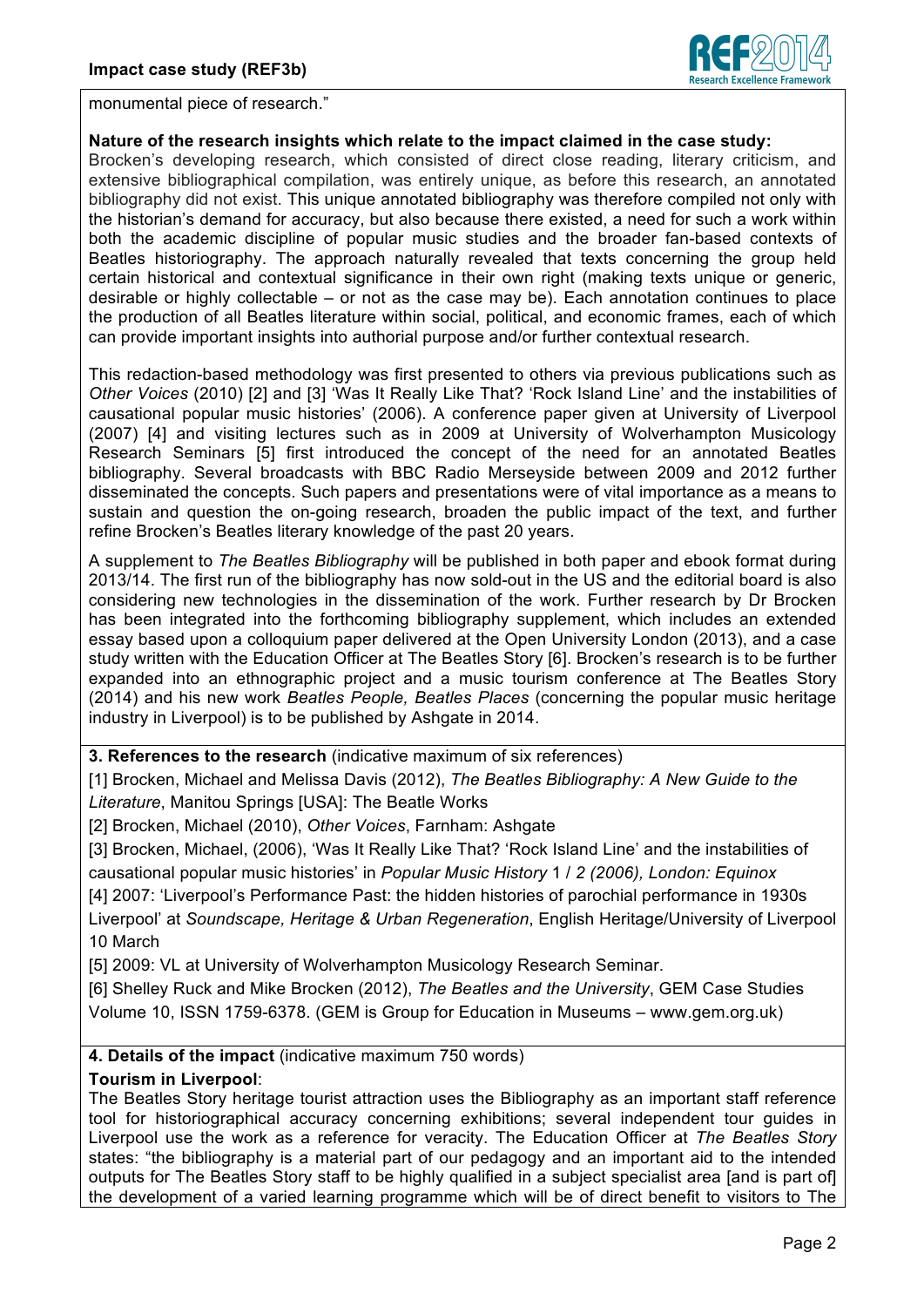monumental piece of research."

**Nature of the research insights which relate to the impact claimed in the case study:**
Brocken's developing research, which consisted of direct close reading, literary criticism, and extensive bibliographical compilation, was entirely unique, as before this research, an annotated bibliography did not exist. This unique annotated bibliography was therefore compiled not only with the historian's demand for accuracy, but also because there existed, a need for such a work within both the academic discipline of popular music studies and the broader fan-based contexts of Beatles historiography. The approach naturally revealed that texts concerning the group held certain historical and contextual significance in their own right (making texts unique or generic, desirable or highly collectable – or not as the case may be). Each annotation continues to place the production of all Beatles literature within social, political, and economic frames, each of which can provide important insights into authorial purpose and/or further contextual research.

This redaction-based methodology was first presented to others via previous publications such as *Other Voices* (2010) [2] and [3] 'Was It Really Like That? 'Rock Island Line' and the instabilities of causational popular music histories' (2006). A conference paper given at University of Liverpool (2007) [4] and visiting lectures such as in 2009 at University of Wolverhampton Musicology Research Seminars [5] first introduced the concept of the need for an annotated Beatles bibliography. Several broadcasts with BBC Radio Merseyside between 2009 and 2012 further disseminated the concepts. Such papers and presentations were of vital importance as a means to sustain and question the on-going research, broaden the public impact of the text, and further refine Brocken's Beatles literary knowledge of the past 20 years.

A supplement to *The Beatles Bibliography* will be published in both paper and ebook format during 2013/14. The first run of the bibliography has now sold-out in the US and the editorial board is also considering new technologies in the dissemination of the work. Further research by Dr Brocken has been integrated into the forthcoming bibliography supplement, which includes an extended essay based upon a colloquium paper delivered at the Open University London (2013), and a case study written with the Education Officer at The Beatles Story [6]. Brocken's research is to be further expanded into an ethnographic project and a music tourism conference at The Beatles Story (2014) and his new work *Beatles People, Beatles Places* (concerning the popular music heritage industry in Liverpool) is to be published by Ashgate in 2014.

**3. References to the research** (indicative maximum of six references)

[1] Brocken, Michael and Melissa Davis (2012), *The Beatles Bibliography: A New Guide to the Literature*, Manitou Springs [USA]: The Beatle Works

[2] Brocken, Michael (2010), *Other Voices*, Farnham: Ashgate

[3] Brocken, Michael, (2006), 'Was It Really Like That? 'Rock Island Line' and the instabilities of causational popular music histories' in *Popular Music History* 1 / *2 (2006), London: Equinox*

[4] 2007: 'Liverpool's Performance Past: the hidden histories of parochial performance in 1930s Liverpool' at *Soundscape, Heritage & Urban Regeneration*, English Heritage/University of Liverpool 10 March

[5] 2009: VL at University of Wolverhampton Musicology Research Seminar.

[6] Shelley Ruck and Mike Brocken (2012), *The Beatles and the University*, GEM Case Studies Volume 10, ISSN 1759-6378. (GEM is Group for Education in Museums – www.gem.org.uk)

**4. Details of the impact** (indicative maximum 750 words)

**Tourism in Liverpool**:
The Beatles Story heritage tourist attraction uses the Bibliography as an important staff reference tool for historiographical accuracy concerning exhibitions; several independent tour guides in Liverpool use the work as a reference for veracity. The Education Officer at *The Beatles Story* states: "the bibliography is a material part of our pedagogy and an important aid to the intended outputs for The Beatles Story staff to be highly qualified in a subject specialist area [and is part of] the development of a varied learning programme which will be of direct benefit to visitors to The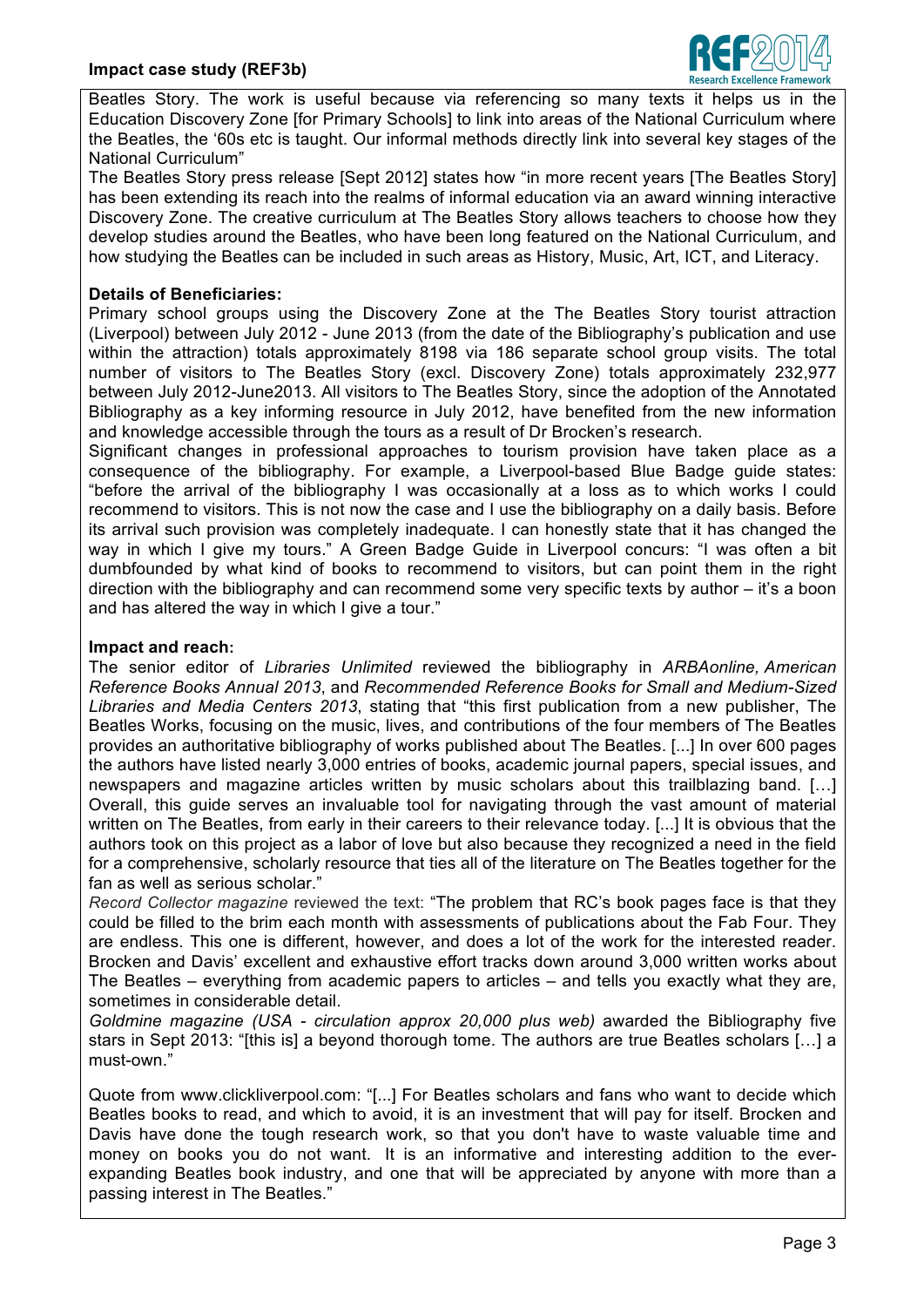Beatles Story. The work is useful because via referencing so many texts it helps us in the Education Discovery Zone [for Primary Schools] to link into areas of the National Curriculum where the Beatles, the '60s etc is taught. Our informal methods directly link into several key stages of the National Curriculum"

The Beatles Story press release [Sept 2012] states how "in more recent years [The Beatles Story] has been extending its reach into the realms of informal education via an award winning interactive Discovery Zone. The creative curriculum at The Beatles Story allows teachers to choose how they develop studies around the Beatles, who have been long featured on the National Curriculum, and how studying the Beatles can be included in such areas as History, Music, Art, ICT, and Literacy.

**Details of Beneficiaries:**

Primary school groups using the Discovery Zone at the The Beatles Story tourist attraction (Liverpool) between July 2012 - June 2013 (from the date of the Bibliography's publication and use within the attraction) totals approximately 8198 via 186 separate school group visits. The total number of visitors to The Beatles Story (excl. Discovery Zone) totals approximately 232,977 between July 2012-June2013. All visitors to The Beatles Story, since the adoption of the Annotated Bibliography as a key informing resource in July 2012, have benefited from the new information and knowledge accessible through the tours as a result of Dr Brocken's research.

Significant changes in professional approaches to tourism provision have taken place as a consequence of the bibliography. For example, a Liverpool-based Blue Badge guide states: "before the arrival of the bibliography I was occasionally at a loss as to which works I could recommend to visitors. This is not now the case and I use the bibliography on a daily basis. Before its arrival such provision was completely inadequate. I can honestly state that it has changed the way in which I give my tours." A Green Badge Guide in Liverpool concurs: "I was often a bit dumbfounded by what kind of books to recommend to visitors, but can point them in the right direction with the bibliography and can recommend some very specific texts by author – it's a boon and has altered the way in which I give a tour."

**Impact and reach:**

The senior editor of *Libraries Unlimited* reviewed the bibliography in *ARBAonline, American Reference Books Annual 2013*, and *Recommended Reference Books for Small and Medium-Sized Libraries and Media Centers 2013*, stating that "this first publication from a new publisher, The Beatles Works, focusing on the music, lives, and contributions of the four members of The Beatles provides an authoritative bibliography of works published about The Beatles. [...] In over 600 pages the authors have listed nearly 3,000 entries of books, academic journal papers, special issues, and newspapers and magazine articles written by music scholars about this trailblazing band. […] Overall, this guide serves an invaluable tool for navigating through the vast amount of material written on The Beatles, from early in their careers to their relevance today. [...] It is obvious that the authors took on this project as a labor of love but also because they recognized a need in the field for a comprehensive, scholarly resource that ties all of the literature on The Beatles together for the fan as well as serious scholar."

*Record Collector magazine* reviewed the text: "The problem that RC's book pages face is that they could be filled to the brim each month with assessments of publications about the Fab Four. They are endless. This one is different, however, and does a lot of the work for the interested reader. Brocken and Davis' excellent and exhaustive effort tracks down around 3,000 written works about The Beatles – everything from academic papers to articles – and tells you exactly what they are, sometimes in considerable detail.

*Goldmine magazine (USA - circulation approx 20,000 plus web)* awarded the Bibliography five stars in Sept 2013: "[this is] a beyond thorough tome. The authors are true Beatles scholars […] a must-own."

Quote from www.clickliverpool.com: "[...] For Beatles scholars and fans who want to decide which Beatles books to read, and which to avoid, it is an investment that will pay for itself. Brocken and Davis have done the tough research work, so that you don't have to waste valuable time and money on books you do not want. It is an informative and interesting addition to the ever-expanding Beatles book industry, and one that will be appreciated by anyone with more than a passing interest in The Beatles."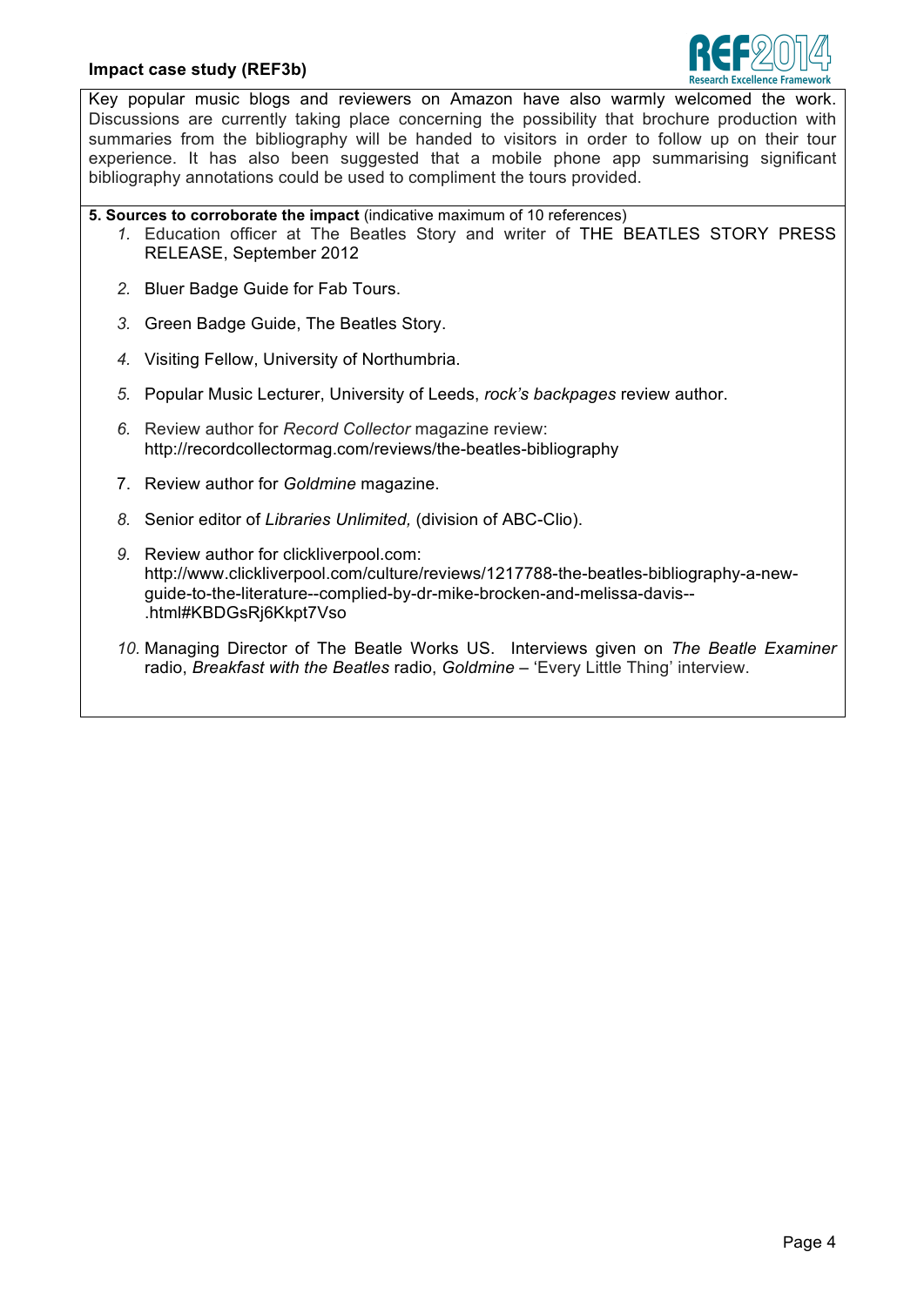Key popular music blogs and reviewers on Amazon have also warmly welcomed the work. Discussions are currently taking place concerning the possibility that brochure production with summaries from the bibliography will be handed to visitors in order to follow up on their tour experience. It has also been suggested that a mobile phone app summarising significant bibliography annotations could be used to compliment the tours provided.

**5. Sources to corroborate the impact** (indicative maximum of 10 references)

1. Education officer at The Beatles Story and writer of THE BEATLES STORY PRESS RELEASE, September 2012
2. Bluer Badge Guide for Fab Tours.
3. Green Badge Guide, The Beatles Story.
4. Visiting Fellow, University of Northumbria.
5. Popular Music Lecturer, University of Leeds, *rock's backpages* review author.
6. Review author for *Record Collector* magazine review: http://recordcollectormag.com/reviews/the-beatles-bibliography
7. Review author for *Goldmine* magazine.
8. Senior editor of *Libraries Unlimited,* (division of ABC-Clio).
9. Review author for clickliverpool.com: http://www.clickliverpool.com/culture/reviews/1217788-the-beatles-bibliography-a-new-guide-to-the-literature--complied-by-dr-mike-brocken-and-melissa-davis--.html#KBDGsRj6Kkpt7Vso
10. Managing Director of The Beatle Works US. Interviews given on *The Beatle Examiner* radio, *Breakfast with the Beatles* radio, *Goldmine* – 'Every Little Thing' interview.